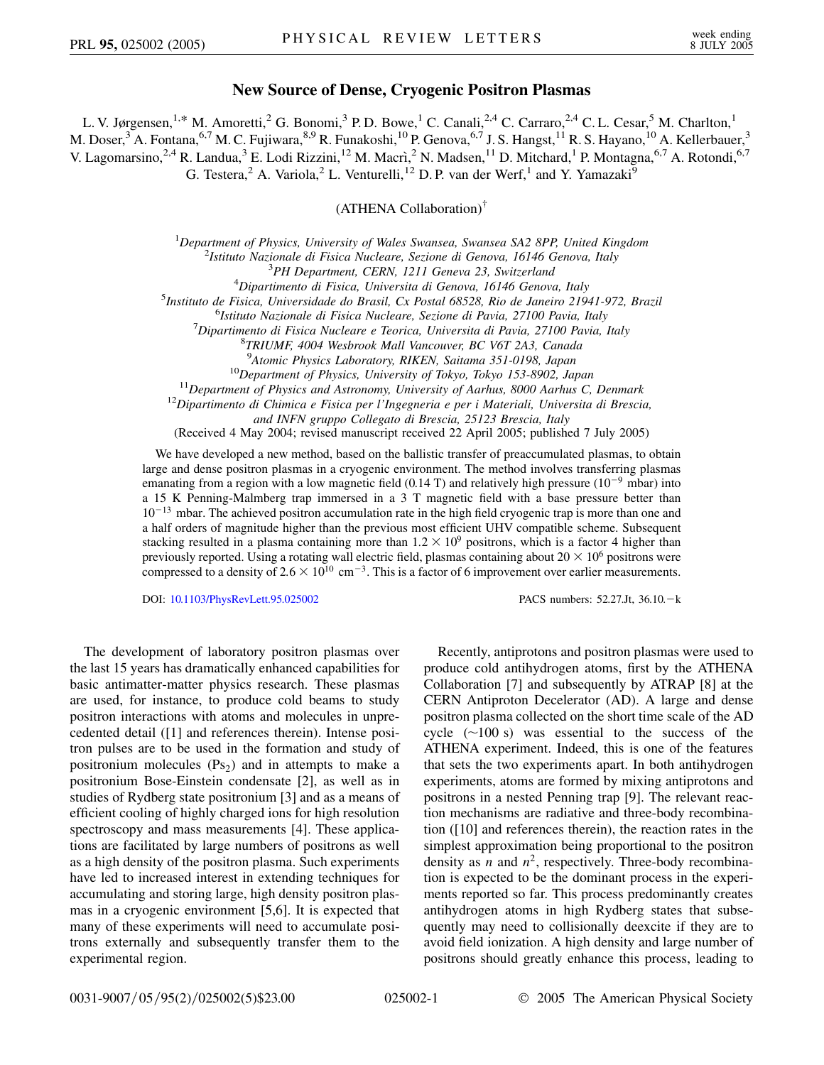# New Source of Dense, Cryogenic Positron Plasmas

L. V. Jørgensen,[1,*] M. Amoretti,[2] G. Bonomi,[3] P. D. Bowe,[1] C. Canali,[2,4] C. Carraro,[2,4] C. L. Cesar,[5] M. Charlton,[1] M. Doser,[3] A. Fontana,[6,7] M. C. Fujiwara,[8,9] R. Funakoshi,[10] P. Genova,[6,7] J. S. Hangst,[11] R. S. Hayano,[10] A. Kellerbauer,[3] V. Lagomarsino,[2,4] R. Landua,[3] E. Lodi Rizzini,[12] M. Macrì,[2] N. Madsen,[11] D. Mitchard,[1] P. Montagna,[6,7] A. Rotondi,[6,7] G. Testera,[2] A. Variola,[2] L. Venturelli,[12] D. P. van der Werf,[1] and Y. Yamazaki[9]

(ATHENA Collaboration)[†]

[1]*Department of Physics, University of Wales Swansea, Swansea SA2 8PP, United Kingdom*
[2]*Istituto Nazionale di Fisica Nucleare, Sezione di Genova, 16146 Genova, Italy*
[3]*PH Department, CERN, 1211 Geneva 23, Switzerland*
[4]*Dipartimento di Fisica, Universita di Genova, 16146 Genova, Italy*
[5]*Instituto de Fisica, Universidade do Brasil, Cx Postal 68528, Rio de Janeiro 21941-972, Brazil*
[6]*Istituto Nazionale di Fisica Nucleare, Sezione di Pavia, 27100 Pavia, Italy*
[7]*Dipartimento di Fisica Nucleare e Teorica, Universita di Pavia, 27100 Pavia, Italy*
[8]*TRIUMF, 4004 Wesbrook Mall Vancouver, BC V6T 2A3, Canada*
[9]*Atomic Physics Laboratory, RIKEN, Saitama 351-0198, Japan*
[10]*Department of Physics, University of Tokyo, Tokyo 153-8902, Japan*
[11]*Department of Physics and Astronomy, University of Aarhus, 8000 Aarhus C, Denmark*
[12]*Dipartimento di Chimica e Fisica per l'Ingegneria e per i Materiali, Universita di Brescia, and INFN gruppo Collegato di Brescia, 25123 Brescia, Italy*

(Received 4 May 2004; revised manuscript received 22 April 2005; published 7 July 2005)

We have developed a new method, based on the ballistic transfer of preaccumulated plasmas, to obtain large and dense positron plasmas in a cryogenic environment. The method involves transferring plasmas emanating from a region with a low magnetic field (0.14 T) and relatively high pressure ($10^{-9}$ mbar) into a 15 K Penning-Malmberg trap immersed in a 3 T magnetic field with a base pressure better than $10^{-13}$ mbar. The achieved positron accumulation rate in the high field cryogenic trap is more than one and a half orders of magnitude higher than the previous most efficient UHV compatible scheme. Subsequent stacking resulted in a plasma containing more than $1.2 \times 10^9$ positrons, which is a factor 4 higher than previously reported. Using a rotating wall electric field, plasmas containing about $20 \times 10^6$ positrons were compressed to a density of $2.6 \times 10^{10}$ cm$^{-3}$. This is a factor of 6 improvement over earlier measurements.

DOI: 10.1103/PhysRevLett.95.025002 PACS numbers: 52.27.Jt, 36.10.−k

The development of laboratory positron plasmas over the last 15 years has dramatically enhanced capabilities for basic antimatter-matter physics research. These plasmas are used, for instance, to produce cold beams to study positron interactions with atoms and molecules in unprecedented detail ([1] and references therein). Intense positron pulses are to be used in the formation and study of positronium molecules ($Ps_2$) and in attempts to make a positronium Bose-Einstein condensate [2], as well as in studies of Rydberg state positronium [3] and as a means of efficient cooling of highly charged ions for high resolution spectroscopy and mass measurements [4]. These applications are facilitated by large numbers of positrons as well as a high density of the positron plasma. Such experiments have led to increased interest in extending techniques for accumulating and storing large, high density positron plasmas in a cryogenic environment [5,6]. It is expected that many of these experiments will need to accumulate positrons externally and subsequently transfer them to the experimental region.

Recently, antiprotons and positron plasmas were used to produce cold antihydrogen atoms, first by the ATHENA Collaboration [7] and subsequently by ATRAP [8] at the CERN Antiproton Decelerator (AD). A large and dense positron plasma collected on the short time scale of the AD cycle (~100 s) was essential to the success of the ATHENA experiment. Indeed, this is one of the features that sets the two experiments apart. In both antihydrogen experiments, atoms are formed by mixing antiprotons and positrons in a nested Penning trap [9]. The relevant reaction mechanisms are radiative and three-body recombination ([10] and references therein), the reaction rates in the simplest approximation being proportional to the positron density as $n$ and $n^2$, respectively. Three-body recombination is expected to be the dominant process in the experiments reported so far. This process predominantly creates antihydrogen atoms in high Rydberg states that subsequently may need to collisionally deexcite if they are to avoid field ionization. A high density and large number of positrons should greatly enhance this process, leading to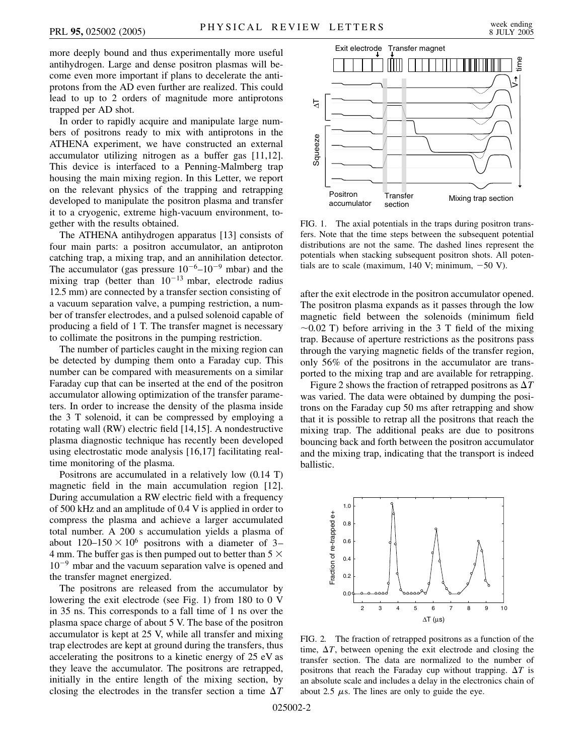more deeply bound and thus experimentally more useful antihydrogen. Large and dense positron plasmas will become even more important if plans to decelerate the antiprotons from the AD even further are realized. This could lead to up to 2 orders of magnitude more antiprotons trapped per AD shot.

In order to rapidly acquire and manipulate large numbers of positrons ready to mix with antiprotons in the ATHENA experiment, we have constructed an external accumulator utilizing nitrogen as a buffer gas [11,12]. This device is interfaced to a Penning-Malmberg trap housing the main mixing region. In this Letter, we report on the relevant physics of the trapping and retrapping developed to manipulate the positron plasma and transfer it to a cryogenic, extreme high-vacuum environment, together with the results obtained.

The ATHENA antihydrogen apparatus [13] consists of four main parts: a positron accumulator, an antiproton catching trap, a mixing trap, and an annihilation detector. The accumulator (gas pressure $10^{-6}$–$10^{-9}$ mbar) and the mixing trap (better than $10^{-13}$ mbar, electrode radius 12.5 mm) are connected by a transfer section consisting of a vacuum separation valve, a pumping restriction, a number of transfer electrodes, and a pulsed solenoid capable of producing a field of 1 T. The transfer magnet is necessary to collimate the positrons in the pumping restriction.

The number of particles caught in the mixing region can be detected by dumping them onto a Faraday cup. This number can be compared with measurements on a similar Faraday cup that can be inserted at the end of the positron accumulator allowing optimization of the transfer parameters. In order to increase the density of the plasma inside the 3 T solenoid, it can be compressed by employing a rotating wall (RW) electric field [14,15]. A nondestructive plasma diagnostic technique has recently been developed using electrostatic mode analysis [16,17] facilitating real-time monitoring of the plasma.

Positrons are accumulated in a relatively low (0.14 T) magnetic field in the main accumulation region [12]. During accumulation a RW electric field with a frequency of 500 kHz and an amplitude of 0.4 V is applied in order to compress the plasma and achieve a larger accumulated total number. A 200 s accumulation yields a plasma of about $120–150 \times 10^6$ positrons with a diameter of 3–4 mm. The buffer gas is then pumped out to better than $5 \times 10^{-9}$ mbar and the vacuum separation valve is opened and the transfer magnet energized.

The positrons are released from the accumulator by lowering the exit electrode (see Fig. 1) from 180 to 0 V in 35 ns. This corresponds to a fall time of 1 ns over the plasma space charge of about 5 V. The base of the positron accumulator is kept at 25 V, while all transfer and mixing trap electrodes are kept at ground during the transfers, thus accelerating the positrons to a kinetic energy of 25 eV as they leave the accumulator. The positrons are retrapped, initially in the entire length of the mixing section, by closing the electrodes in the transfer section a time $\Delta T$ after the exit electrode in the positron accumulator opened. The positron plasma expands as it passes through the low magnetic field between the solenoids (minimum field $\sim$0.02 T) before arriving in the 3 T field of the mixing trap. Because of aperture restrictions as the positrons pass through the varying magnetic fields of the transfer region, only 56% of the positrons in the accumulator are transported to the mixing trap and are available for retrapping.

Figure 2 shows the fraction of retrapped positrons as $\Delta T$ was varied. The data were obtained by dumping the positrons on the Faraday cup 50 ms after retrapping and show that it is possible to retrap all the positrons that reach the mixing trap. The additional peaks are due to positrons bouncing back and forth between the positron accumulator and the mixing trap, indicating that the transport is indeed ballistic.

Exit electrode
Transfer magnet
time
V
ΔT
Squeeze
Positron accumulator
Transfer section
Mixing trap section

FIG. 1. The axial potentials in the traps during positron transfers. Note that the time steps between the subsequent potential distributions are not the same. The dashed lines represent the potentials when stacking subsequent positron shots. All potentials are to scale (maximum, 140 V; minimum, −50 V).

Fraction of re-trapped e+
0.0
0.2
0.4
0.6
0.8
1.0
2 3 4 5 6 7 8 9 10
ΔT (μs)

FIG. 2. The fraction of retrapped positrons as a function of the time, $\Delta T$, between opening the exit electrode and closing the transfer section. The data are normalized to the number of positrons that reach the Faraday cup without trapping. $\Delta T$ is an absolute scale and includes a delay in the electronics chain of about 2.5 $\mu$s. The lines are only to guide the eye.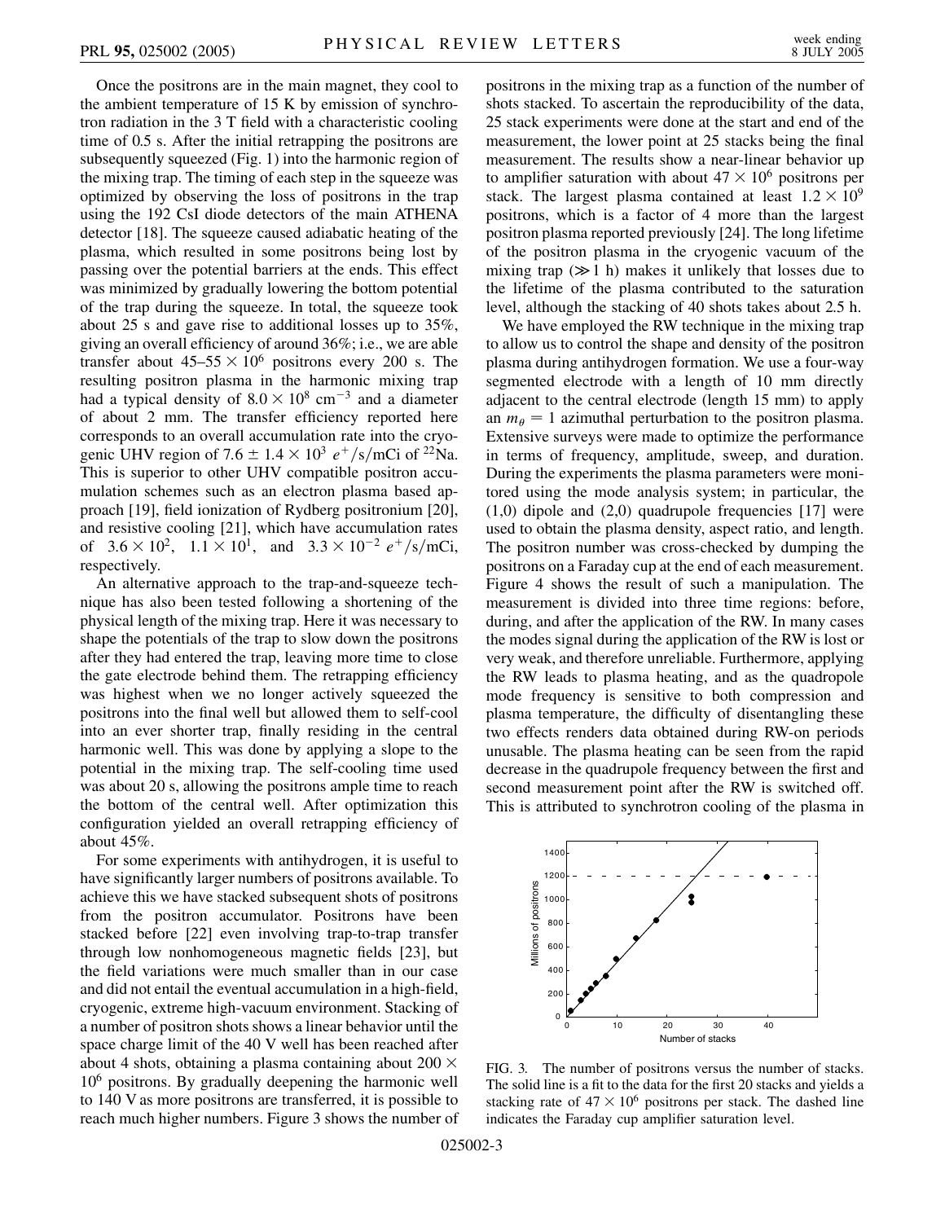Once the positrons are in the main magnet, they cool to the ambient temperature of 15 K by emission of synchrotron radiation in the 3 T field with a characteristic cooling time of 0.5 s. After the initial retrapping the positrons are subsequently squeezed (Fig. 1) into the harmonic region of the mixing trap. The timing of each step in the squeeze was optimized by observing the loss of positrons in the trap using the 192 CsI diode detectors of the main ATHENA detector [18]. The squeeze caused adiabatic heating of the plasma, which resulted in some positrons being lost by passing over the potential barriers at the ends. This effect was minimized by gradually lowering the bottom potential of the trap during the squeeze. In total, the squeeze took about 25 s and gave rise to additional losses up to 35%, giving an overall efficiency of around 36%; i.e., we are able transfer about $45$–$55 \times 10^6$ positrons every 200 s. The resulting positron plasma in the harmonic mixing trap had a typical density of $8.0 \times 10^8$ cm$^{-3}$ and a diameter of about 2 mm. The transfer efficiency reported here corresponds to an overall accumulation rate into the cryogenic UHV region of $7.6 \pm 1.4 \times 10^3$ $e^+$/s/mCi of $^{22}$Na. This is superior to other UHV compatible positron accumulation schemes such as an electron plasma based approach [19], field ionization of Rydberg positronium [20], and resistive cooling [21], which have accumulation rates of $3.6 \times 10^2$, $1.1 \times 10^1$, and $3.3 \times 10^{-2}$ $e^+$/s/mCi, respectively.

An alternative approach to the trap-and-squeeze technique has also been tested following a shortening of the physical length of the mixing trap. Here it was necessary to shape the potentials of the trap to slow down the positrons after they had entered the trap, leaving more time to close the gate electrode behind them. The retrapping efficiency was highest when we no longer actively squeezed the positrons into the final well but allowed them to self-cool into an ever shorter trap, finally residing in the central harmonic well. This was done by applying a slope to the potential in the mixing trap. The self-cooling time used was about 20 s, allowing the positrons ample time to reach the bottom of the central well. After optimization this configuration yielded an overall retrapping efficiency of about 45%.

For some experiments with antihydrogen, it is useful to have significantly larger numbers of positrons available. To achieve this we have stacked subsequent shots of positrons from the positron accumulator. Positrons have been stacked before [22] even involving trap-to-trap transfer through low nonhomogeneous magnetic fields [23], but the field variations were much smaller than in our case and did not entail the eventual accumulation in a high-field, cryogenic, extreme high-vacuum environment. Stacking of a number of positron shots shows a linear behavior until the space charge limit of the 40 V well has been reached after about 4 shots, obtaining a plasma containing about $200 \times 10^6$ positrons. By gradually deepening the harmonic well to 140 V as more positrons are transferred, it is possible to reach much higher numbers. Figure 3 shows the number of positrons in the mixing trap as a function of the number of shots stacked. To ascertain the reproducibility of the data, 25 stack experiments were done at the start and end of the measurement, the lower point at 25 stacks being the final measurement. The results show a near-linear behavior up to amplifier saturation with about $47 \times 10^6$ positrons per stack. The largest plasma contained at least $1.2 \times 10^9$ positrons, which is a factor of 4 more than the largest positron plasma reported previously [24]. The long lifetime of the positron plasma in the cryogenic vacuum of the mixing trap ($\gg 1$ h) makes it unlikely that losses due to the lifetime of the plasma contributed to the saturation level, although the stacking of 40 shots takes about 2.5 h.

We have employed the RW technique in the mixing trap to allow us to control the shape and density of the positron plasma during antihydrogen formation. We use a four-way segmented electrode with a length of 10 mm directly adjacent to the central electrode (length 15 mm) to apply an $m_\theta = 1$ azimuthal perturbation to the positron plasma. Extensive surveys were made to optimize the performance in terms of frequency, amplitude, sweep, and duration. During the experiments the plasma parameters were monitored using the mode analysis system; in particular, the (1,0) dipole and (2,0) quadrupole frequencies [17] were used to obtain the plasma density, aspect ratio, and length. The positron number was cross-checked by dumping the positrons on a Faraday cup at the end of each measurement. Figure 4 shows the result of such a manipulation. The measurement is divided into three time regions: before, during, and after the application of the RW. In many cases the modes signal during the application of the RW is lost or very weak, and therefore unreliable. Furthermore, applying the RW leads to plasma heating, and as the quadropole mode frequency is sensitive to both compression and plasma temperature, the difficulty of disentangling these two effects renders data obtained during RW-on periods unusable. The plasma heating can be seen from the rapid decrease in the quadrupole frequency between the first and second measurement point after the RW is switched off. This is attributed to synchrotron cooling of the plasma in

Millions of positrons
1400
1200
1000
800
600
400
200
0
0 10 20 30 40
Number of stacks

FIG. 3. The number of positrons versus the number of stacks. The solid line is a fit to the data for the first 20 stacks and yields a stacking rate of $47 \times 10^6$ positrons per stack. The dashed line indicates the Faraday cup amplifier saturation level.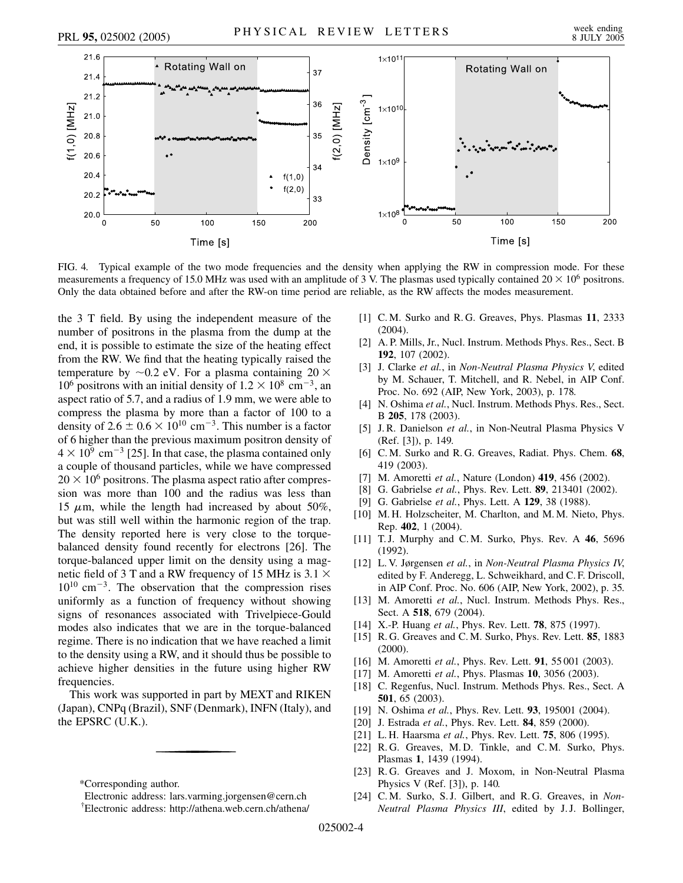Rotating Wall on

f(1,0) [MHz]

f(2,0) [MHz]

Time [s]

f(1,0)

f(2,0)

Rotating Wall on

Density [cm$^{-3}$]

Time [s]

FIG. 4. Typical example of the two mode frequencies and the density when applying the RW in compression mode. For these measurements a frequency of 15.0 MHz was used with an amplitude of 3 V. The plasmas used typically contained $20 \times 10^6$ positrons. Only the data obtained before and after the RW-on time period are reliable, as the RW affects the modes measurement.

the 3 T field. By using the independent measure of the number of positrons in the plasma from the dump at the end, it is possible to estimate the size of the heating effect from the RW. We find that the heating typically raised the temperature by $\sim$0.2 eV. For a plasma containing $20 \times 10^6$ positrons with an initial density of $1.2 \times 10^8$ cm$^{-3}$, an aspect ratio of 5.7, and a radius of 1.9 mm, we were able to compress the plasma by more than a factor of 100 to a density of $2.6 \pm 0.6 \times 10^{10}$ cm$^{-3}$. This number is a factor of 6 higher than the previous maximum positron density of $4 \times 10^9$ cm$^{-3}$ [25]. In that case, the plasma contained only a couple of thousand particles, while we have compressed $20 \times 10^6$ positrons. The plasma aspect ratio after compression was more than 100 and the radius was less than 15 $\mu$m, while the length had increased by about 50%, but was still well within the harmonic region of the trap. The density reported here is very close to the torque-balanced density found recently for electrons [26]. The torque-balanced upper limit on the density using a magnetic field of 3 T and a RW frequency of 15 MHz is $3.1 \times 10^{10}$ cm$^{-3}$. The observation that the compression rises uniformly as a function of frequency without showing signs of resonances associated with Trivelpiece-Gould modes also indicates that we are in the torque-balanced regime. There is no indication that we have reached a limit to the density using a RW, and it should thus be possible to achieve higher densities in the future using higher RW frequencies.

This work was supported in part by MEXT and RIKEN (Japan), CNPq (Brazil), SNF (Denmark), INFN (Italy), and the EPSRC (U.K.).

*Corresponding author.
Electronic address: lars.varming.jorgensen@cern.ch
†Electronic address: http://athena.web.cern.ch/athena/

[1] C. M. Surko and R. G. Greaves, Phys. Plasmas **11**, 2333 (2004).
[2] A. P. Mills, Jr., Nucl. Instrum. Methods Phys. Res., Sect. B **192**, 107 (2002).
[3] J. Clarke *et al.*, in *Non-Neutral Plasma Physics V*, edited by M. Schauer, T. Mitchell, and R. Nebel, in AIP Conf. Proc. No. 692 (AIP, New York, 2003), p. 178.
[4] N. Oshima *et al.*, Nucl. Instrum. Methods Phys. Res., Sect. B **205**, 178 (2003).
[5] J. R. Danielson *et al.*, in Non-Neutral Plasma Physics V (Ref. [3]), p. 149.
[6] C. M. Surko and R. G. Greaves, Radiat. Phys. Chem. **68**, 419 (2003).
[7] M. Amoretti *et al.*, Nature (London) **419**, 456 (2002).
[8] G. Gabrielse *et al.*, Phys. Rev. Lett. **89**, 213401 (2002).
[9] G. Gabrielse *et al.*, Phys. Lett. A **129**, 38 (1988).
[10] M. H. Holzscheiter, M. Charlton, and M. M. Nieto, Phys. Rep. **402**, 1 (2004).
[11] T. J. Murphy and C. M. Surko, Phys. Rev. A **46**, 5696 (1992).
[12] L. V. Jørgensen *et al.*, in *Non-Neutral Plasma Physics IV*, edited by F. Anderegg, L. Schweikhard, and C. F. Driscoll, in AIP Conf. Proc. No. 606 (AIP, New York, 2002), p. 35.
[13] M. Amoretti *et al.*, Nucl. Instrum. Methods Phys. Res., Sect. A **518**, 679 (2004).
[14] X.-P. Huang *et al.*, Phys. Rev. Lett. **78**, 875 (1997).
[15] R. G. Greaves and C. M. Surko, Phys. Rev. Lett. **85**, 1883 (2000).
[16] M. Amoretti *et al.*, Phys. Rev. Lett. **91**, 55 001 (2003).
[17] M. Amoretti *et al.*, Phys. Plasmas **10**, 3056 (2003).
[18] C. Regenfus, Nucl. Instrum. Methods Phys. Res., Sect. A **501**, 65 (2003).
[19] N. Oshima *et al.*, Phys. Rev. Lett. **93**, 195001 (2004).
[20] J. Estrada *et al.*, Phys. Rev. Lett. **84**, 859 (2000).
[21] L. H. Haarsma *et al.*, Phys. Rev. Lett. **75**, 806 (1995).
[22] R. G. Greaves, M. D. Tinkle, and C. M. Surko, Phys. Plasmas **1**, 1439 (1994).
[23] R. G. Greaves and J. Moxom, in Non-Neutral Plasma Physics V (Ref. [3]), p. 140.
[24] C. M. Surko, S. J. Gilbert, and R. G. Greaves, in *Non-Neutral Plasma Physics III*, edited by J. J. Bollinger,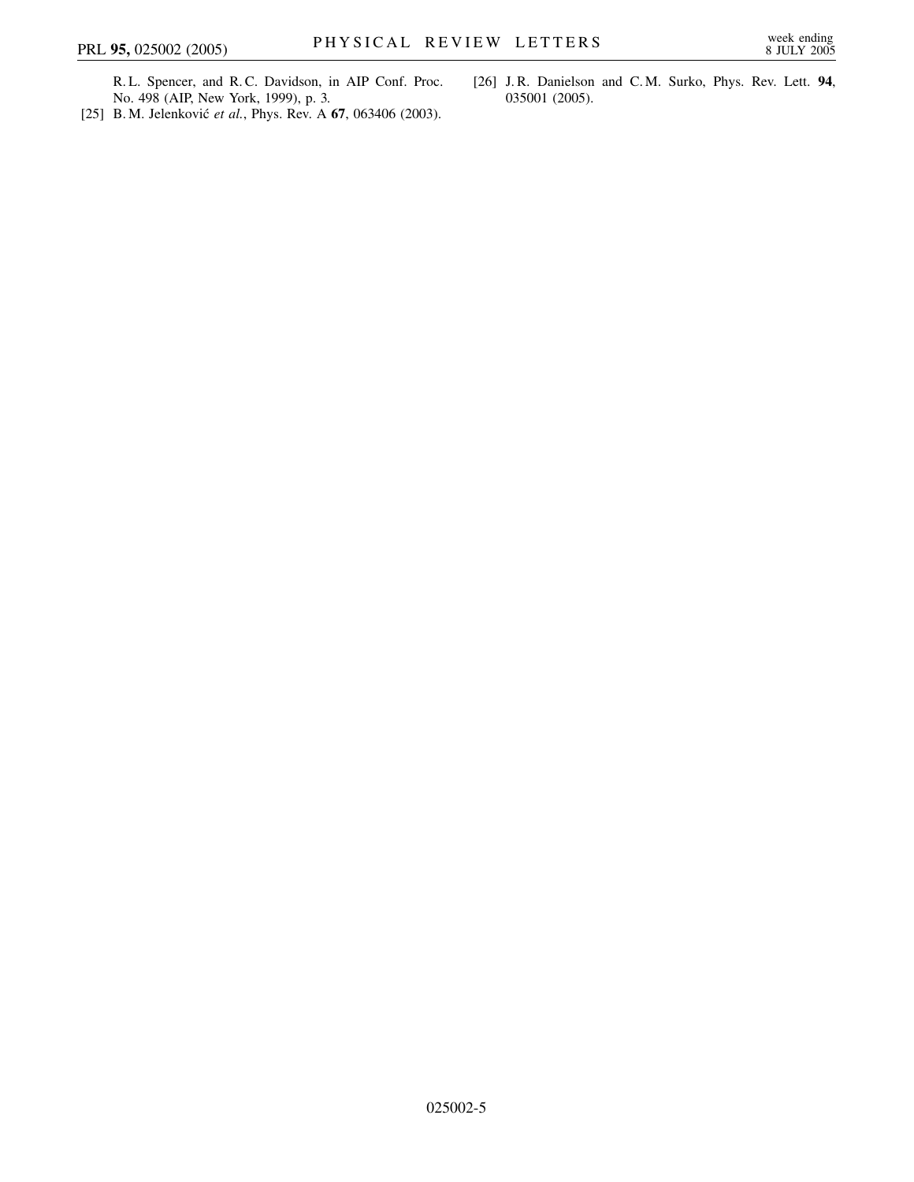R. L. Spencer, and R. C. Davidson, in AIP Conf. Proc. No. 498 (AIP, New York, 1999), p. 3.

[25] B. M. Jelenković *et al.*, Phys. Rev. A **67**, 063406 (2003).

[26] J. R. Danielson and C. M. Surko, Phys. Rev. Lett. **94**, 035001 (2005).